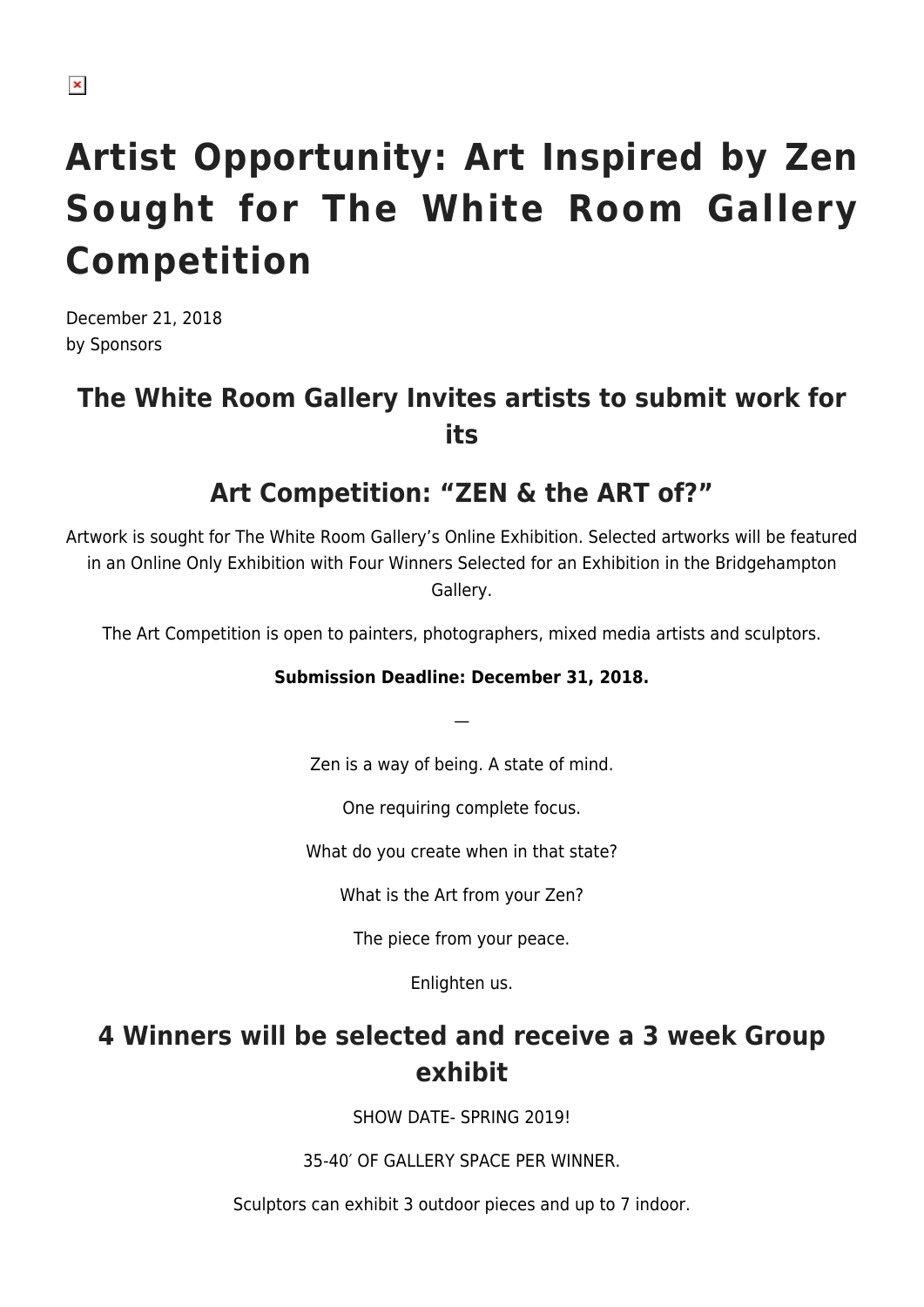# Artist Opportunity: Art Inspired by Zen Sought for The White Room Gallery Competition

December 21, 2018
by Sponsors

## The White Room Gallery Invites artists to submit work for its

## Art Competition: “ZEN & the ART of?”

Artwork is sought for The White Room Gallery’s Online Exhibition. Selected artworks will be featured in an Online Only Exhibition with Four Winners Selected for an Exhibition in the Bridgehampton Gallery.

The Art Competition is open to painters, photographers, mixed media artists and sculptors.

**Submission Deadline: December 31, 2018.**

—

Zen is a way of being. A state of mind.

One requiring complete focus.

What do you create when in that state?

What is the Art from your Zen?

The piece from your peace.

Enlighten us.

## 4 Winners will be selected and receive a 3 week Group exhibit

SHOW DATE- SPRING 2019!

35-40′ OF GALLERY SPACE PER WINNER.

Sculptors can exhibit 3 outdoor pieces and up to 7 indoor.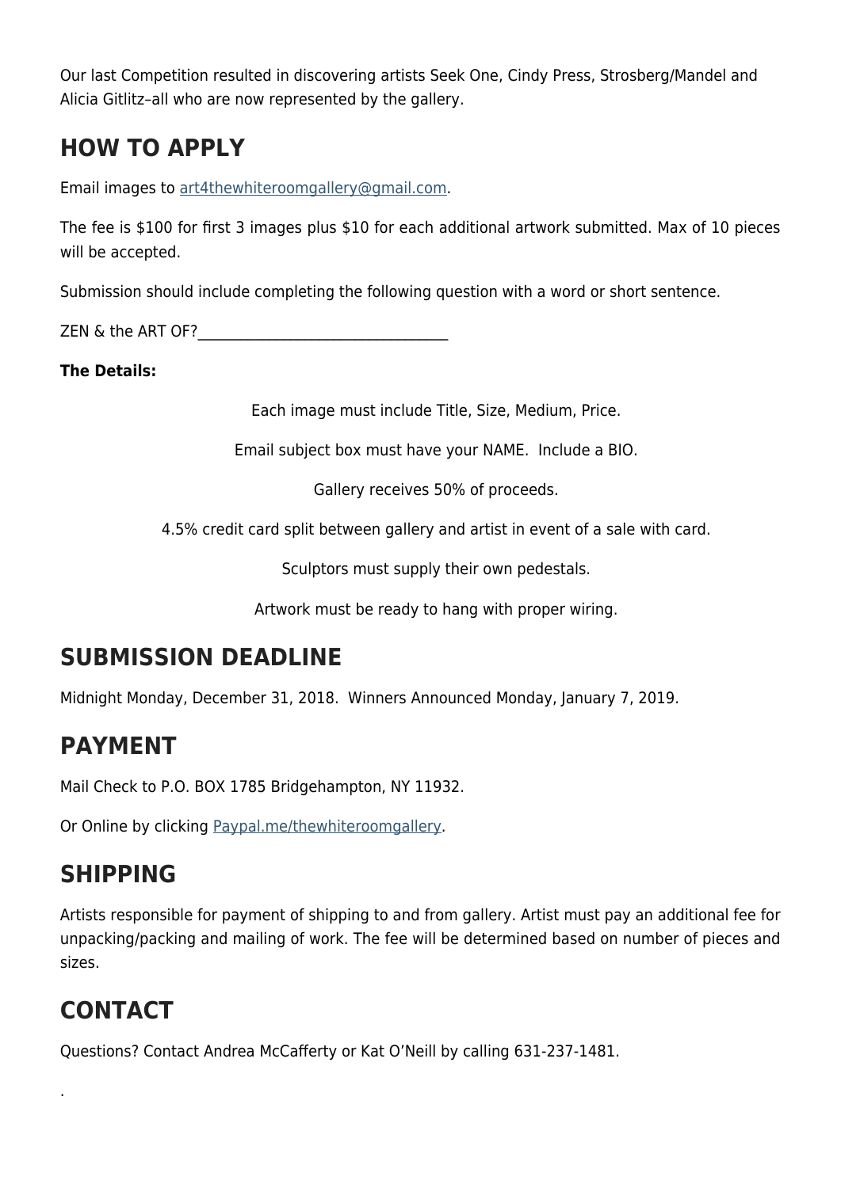Our last Competition resulted in discovering artists Seek One, Cindy Press, Strosberg/Mandel and Alicia Gitlitz–all who are now represented by the gallery.

## HOW TO APPLY

Email images to art4thewhiteroomgallery@gmail.com.

The fee is $100 for first 3 images plus $10 for each additional artwork submitted. Max of 10 pieces will be accepted.

Submission should include completing the following question with a word or short sentence.

ZEN & the ART OF?________________________________

**The Details:**

Each image must include Title, Size, Medium, Price.

Email subject box must have your NAME. Include a BIO.

Gallery receives 50% of proceeds.

4.5% credit card split between gallery and artist in event of a sale with card.

Sculptors must supply their own pedestals.

Artwork must be ready to hang with proper wiring.

## SUBMISSION DEADLINE

Midnight Monday, December 31, 2018. Winners Announced Monday, January 7, 2019.

## PAYMENT

Mail Check to P.O. BOX 1785 Bridgehampton, NY 11932.

Or Online by clicking Paypal.me/thewhiteroomgallery.

## SHIPPING

Artists responsible for payment of shipping to and from gallery. Artist must pay an additional fee for unpacking/packing and mailing of work. The fee will be determined based on number of pieces and sizes.

## CONTACT

Questions? Contact Andrea McCafferty or Kat O'Neill by calling 631-237-1481.

.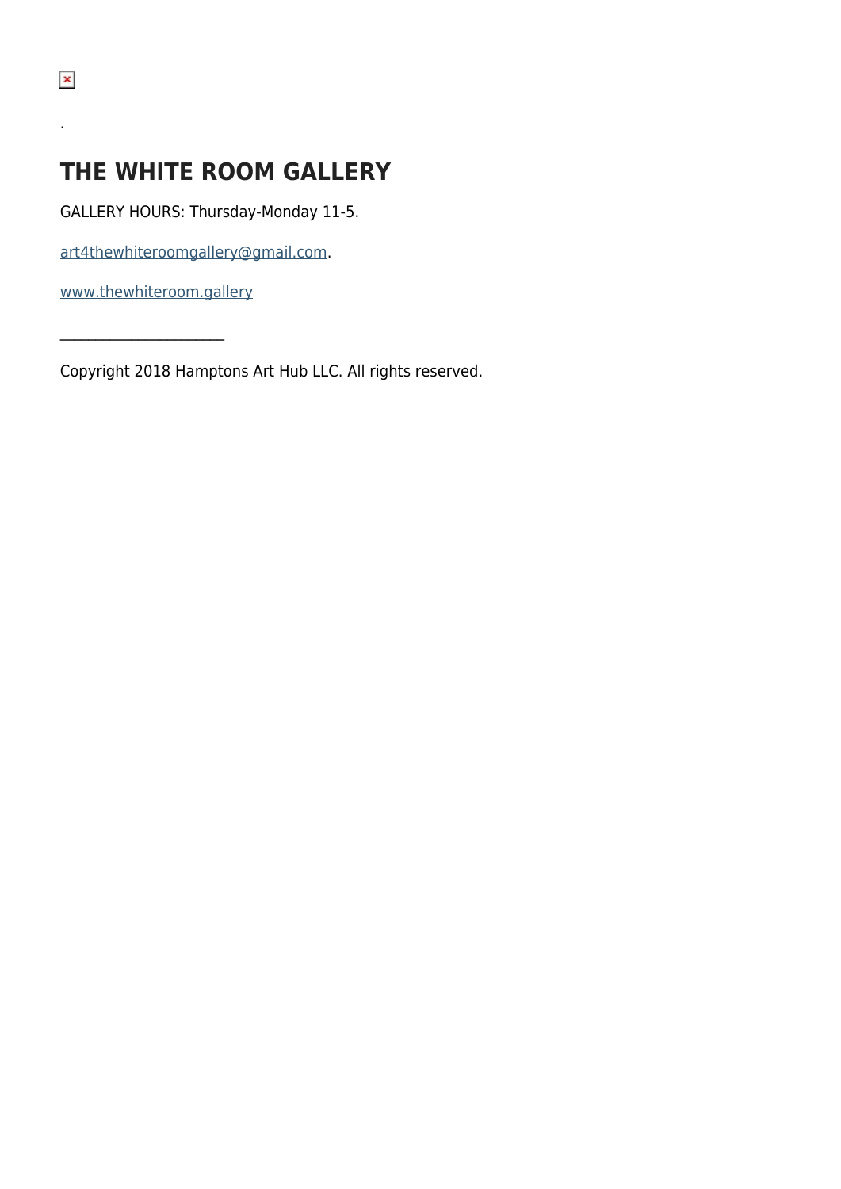.

## THE WHITE ROOM GALLERY

GALLERY HOURS: Thursday-Monday 11-5.

art4thewhiteroomgallery@gmail.com.

www.thewhiteroom.gallery

_____________________

Copyright 2018 Hamptons Art Hub LLC. All rights reserved.